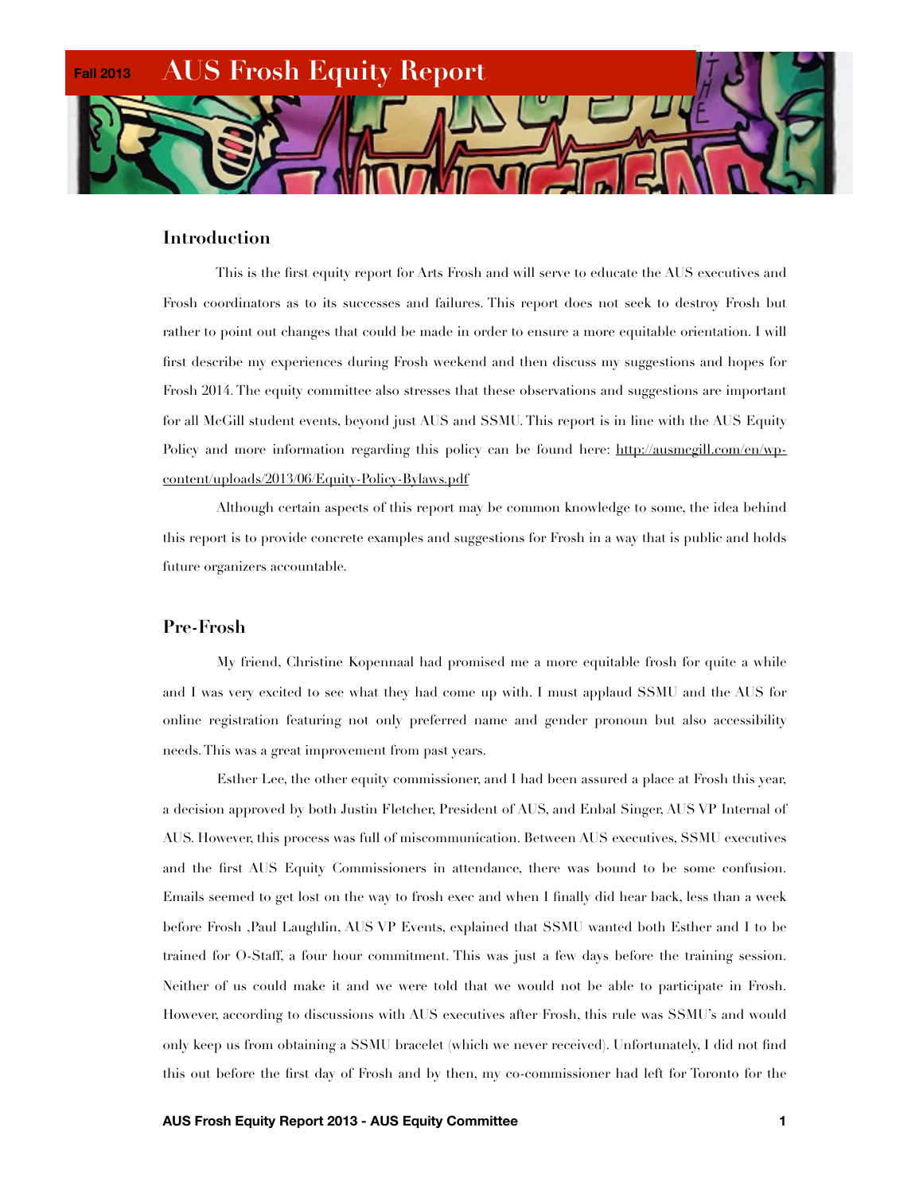Fall 2013

# AUS Frosh Equity Report

## Introduction

This is the first equity report for Arts Frosh and will serve to educate the AUS executives and Frosh coordinators as to its successes and failures. This report does not seek to destroy Frosh but rather to point out changes that could be made in order to ensure a more equitable orientation. I will first describe my experiences during Frosh weekend and then discuss my suggestions and hopes for Frosh 2014. The equity committee also stresses that these observations and suggestions are important for all McGill student events, beyond just AUS and SSMU. This report is in line with the AUS Equity Policy and more information regarding this policy can be found here: http://ausmcgill.com/en/wp-content/uploads/2013/06/Equity-Policy-Bylaws.pdf

Although certain aspects of this report may be common knowledge to some, the idea behind this report is to provide concrete examples and suggestions for Frosh in a way that is public and holds future organizers accountable.

## Pre-Frosh

My friend, Christine Kopennaal had promised me a more equitable frosh for quite a while and I was very excited to see what they had come up with. I must applaud SSMU and the AUS for online registration featuring not only preferred name and gender pronoun but also accessibility needs. This was a great improvement from past years.

Esther Lee, the other equity commissioner, and I had been assured a place at Frosh this year, a decision approved by both Justin Fletcher, President of AUS, and Enbal Singer, AUS VP Internal of AUS. However, this process was full of miscommunication. Between AUS executives, SSMU executives and the first AUS Equity Commissioners in attendance, there was bound to be some confusion. Emails seemed to get lost on the way to frosh exec and when I finally did hear back, less than a week before Frosh ,Paul Laughlin, AUS VP Events, explained that SSMU wanted both Esther and I to be trained for O-Staff, a four hour commitment. This was just a few days before the training session. Neither of us could make it and we were told that we would not be able to participate in Frosh. However, according to discussions with AUS executives after Frosh, this rule was SSMU's and would only keep us from obtaining a SSMU bracelet (which we never received). Unfortunately, I did not find this out before the first day of Frosh and by then, my co-commissioner had left for Toronto for the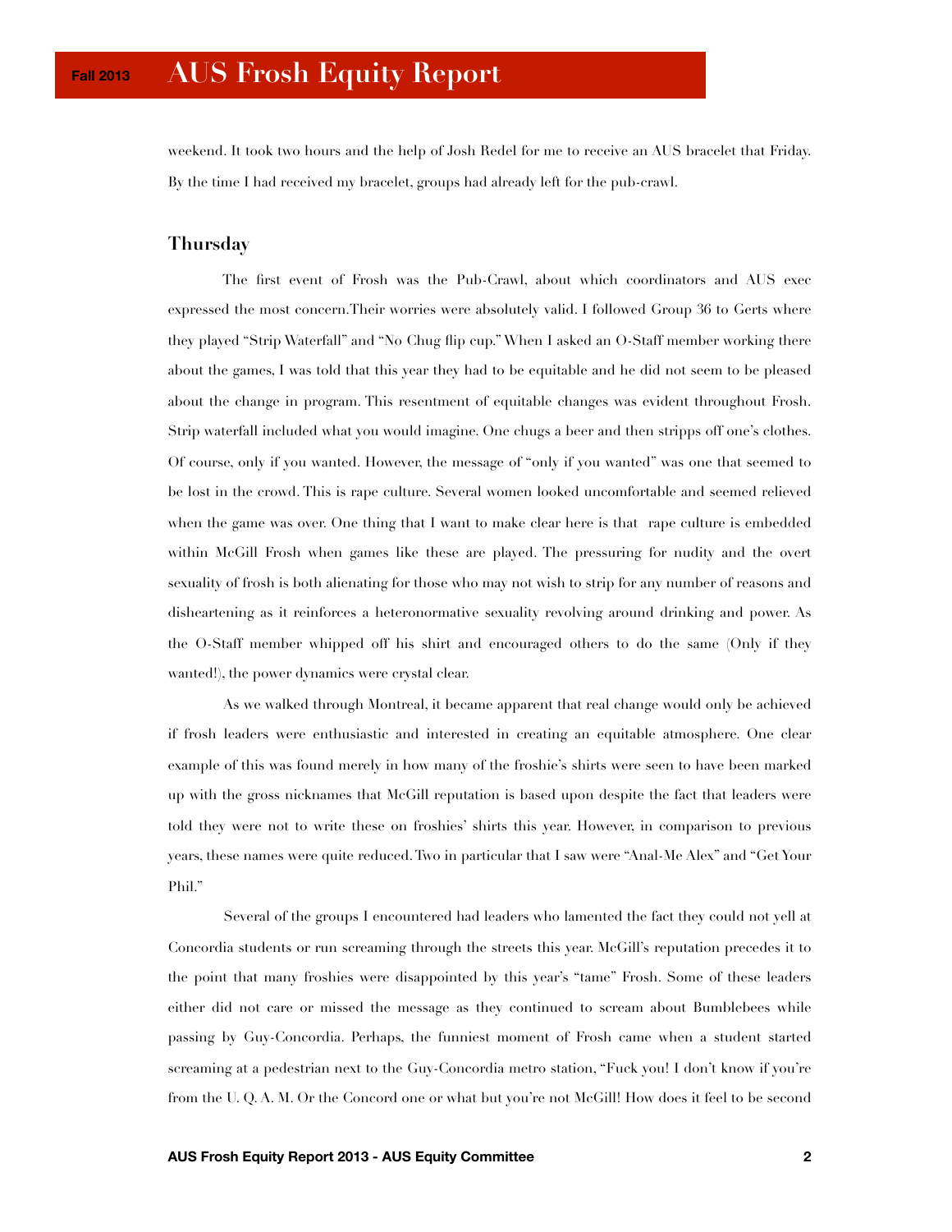weekend. It took two hours and the help of Josh Redel for me to receive an AUS bracelet that Friday. By the time I had received my bracelet, groups had already left for the pub-crawl.

## Thursday

The first event of Frosh was the Pub-Crawl, about which coordinators and AUS exec expressed the most concern.Their worries were absolutely valid. I followed Group 36 to Gerts where they played "Strip Waterfall" and "No Chug flip cup." When I asked an O-Staff member working there about the games, I was told that this year they had to be equitable and he did not seem to be pleased about the change in program. This resentment of equitable changes was evident throughout Frosh. Strip waterfall included what you would imagine. One chugs a beer and then stripps off one's clothes. Of course, only if you wanted. However, the message of "only if you wanted" was one that seemed to be lost in the crowd. This is rape culture. Several women looked uncomfortable and seemed relieved when the game was over. One thing that I want to make clear here is that rape culture is embedded within McGill Frosh when games like these are played. The pressuring for nudity and the overt sexuality of frosh is both alienating for those who may not wish to strip for any number of reasons and disheartening as it reinforces a heteronormative sexuality revolving around drinking and power. As the O-Staff member whipped off his shirt and encouraged others to do the same (Only if they wanted!), the power dynamics were crystal clear.

As we walked through Montreal, it became apparent that real change would only be achieved if frosh leaders were enthusiastic and interested in creating an equitable atmosphere. One clear example of this was found merely in how many of the froshie's shirts were seen to have been marked up with the gross nicknames that McGill reputation is based upon despite the fact that leaders were told they were not to write these on froshies' shirts this year. However, in comparison to previous years, these names were quite reduced. Two in particular that I saw were "Anal-Me Alex" and "Get Your Phil."

Several of the groups I encountered had leaders who lamented the fact they could not yell at Concordia students or run screaming through the streets this year. McGill's reputation precedes it to the point that many froshies were disappointed by this year's "tame" Frosh. Some of these leaders either did not care or missed the message as they continued to scream about Bumblebees while passing by Guy-Concordia. Perhaps, the funniest moment of Frosh came when a student started screaming at a pedestrian next to the Guy-Concordia metro station, "Fuck you! I don't know if you're from the U. Q. A. M. Or the Concord one or what but you're not McGill! How does it feel to be second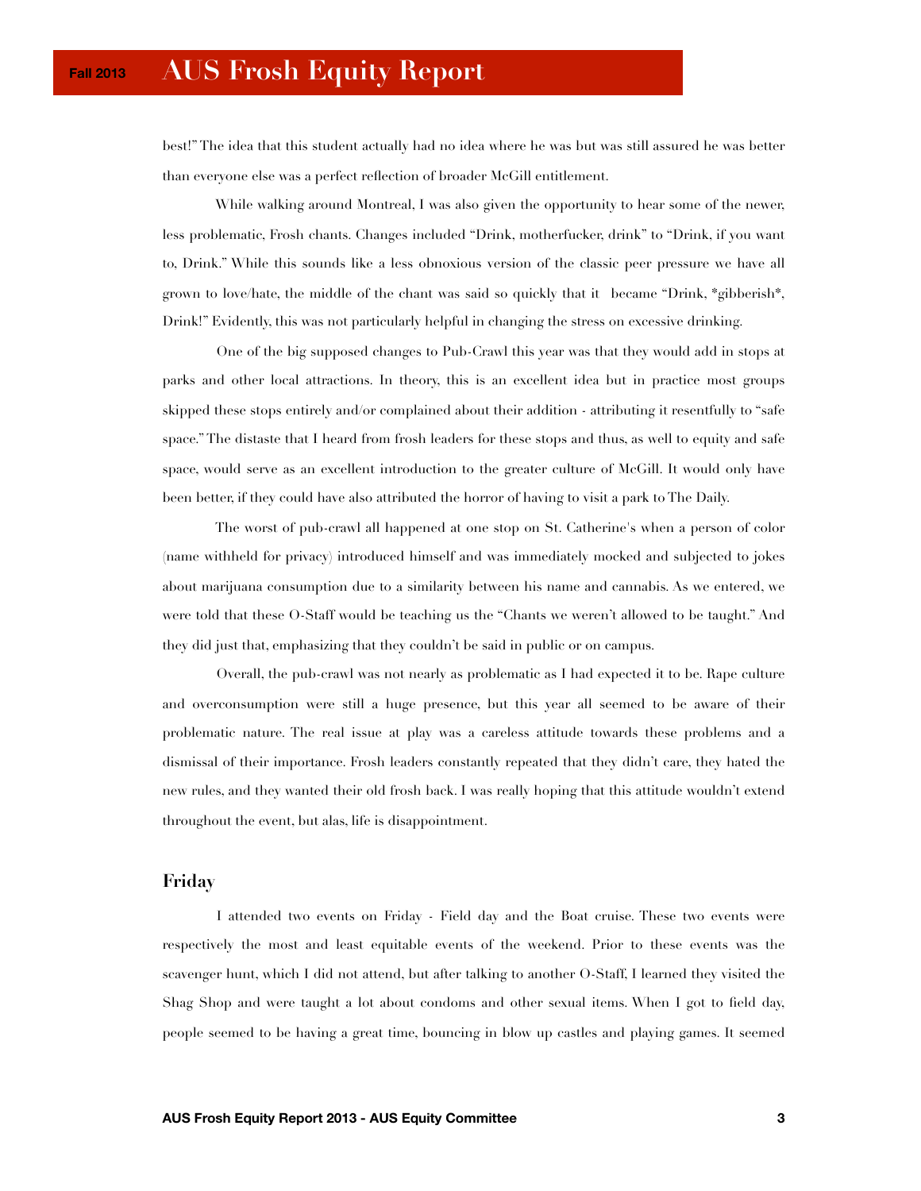best!" The idea that this student actually had no idea where he was but was still assured he was better than everyone else was a perfect reflection of broader McGill entitlement.

While walking around Montreal, I was also given the opportunity to hear some of the newer, less problematic, Frosh chants. Changes included "Drink, motherfucker, drink" to "Drink, if you want to, Drink." While this sounds like a less obnoxious version of the classic peer pressure we have all grown to love/hate, the middle of the chant was said so quickly that it became "Drink, *gibberish*, Drink!" Evidently, this was not particularly helpful in changing the stress on excessive drinking.

One of the big supposed changes to Pub-Crawl this year was that they would add in stops at parks and other local attractions. In theory, this is an excellent idea but in practice most groups skipped these stops entirely and/or complained about their addition - attributing it resentfully to "safe space." The distaste that I heard from frosh leaders for these stops and thus, as well to equity and safe space, would serve as an excellent introduction to the greater culture of McGill. It would only have been better, if they could have also attributed the horror of having to visit a park to The Daily.

The worst of pub-crawl all happened at one stop on St. Catherine's when a person of color (name withheld for privacy) introduced himself and was immediately mocked and subjected to jokes about marijuana consumption due to a similarity between his name and cannabis. As we entered, we were told that these O-Staff would be teaching us the "Chants we weren't allowed to be taught." And they did just that, emphasizing that they couldn't be said in public or on campus.

Overall, the pub-crawl was not nearly as problematic as I had expected it to be. Rape culture and overconsumption were still a huge presence, but this year all seemed to be aware of their problematic nature. The real issue at play was a careless attitude towards these problems and a dismissal of their importance. Frosh leaders constantly repeated that they didn't care, they hated the new rules, and they wanted their old frosh back. I was really hoping that this attitude wouldn't extend throughout the event, but alas, life is disappointment.

## Friday

I attended two events on Friday - Field day and the Boat cruise. These two events were respectively the most and least equitable events of the weekend. Prior to these events was the scavenger hunt, which I did not attend, but after talking to another O-Staff, I learned they visited the Shag Shop and were taught a lot about condoms and other sexual items. When I got to field day, people seemed to be having a great time, bouncing in blow up castles and playing games. It seemed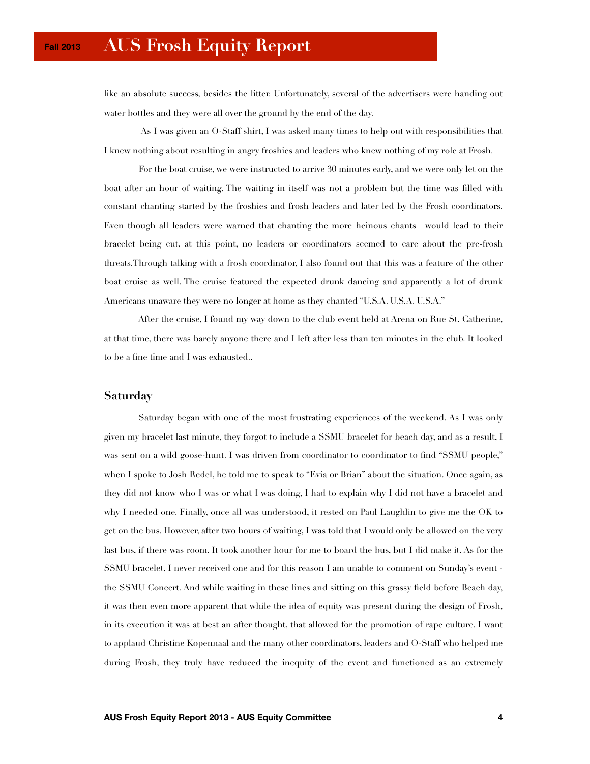like an absolute success, besides the litter. Unfortunately, several of the advertisers were handing out water bottles and they were all over the ground by the end of the day.

As I was given an O-Staff shirt, I was asked many times to help out with responsibilities that I knew nothing about resulting in angry froshies and leaders who knew nothing of my role at Frosh.

For the boat cruise, we were instructed to arrive 30 minutes early, and we were only let on the boat after an hour of waiting. The waiting in itself was not a problem but the time was filled with constant chanting started by the froshies and frosh leaders and later led by the Frosh coordinators. Even though all leaders were warned that chanting the more heinous chants would lead to their bracelet being cut, at this point, no leaders or coordinators seemed to care about the pre-frosh threats.Through talking with a frosh coordinator, I also found out that this was a feature of the other boat cruise as well. The cruise featured the expected drunk dancing and apparently a lot of drunk Americans unaware they were no longer at home as they chanted "U.S.A. U.S.A. U.S.A."

After the cruise, I found my way down to the club event held at Arena on Rue St. Catherine, at that time, there was barely anyone there and I left after less than ten minutes in the club. It looked to be a fine time and I was exhausted..

## Saturday

Saturday began with one of the most frustrating experiences of the weekend. As I was only given my bracelet last minute, they forgot to include a SSMU bracelet for beach day, and as a result, I was sent on a wild goose-hunt. I was driven from coordinator to coordinator to find "SSMU people," when I spoke to Josh Redel, he told me to speak to "Evia or Brian" about the situation. Once again, as they did not know who I was or what I was doing, I had to explain why I did not have a bracelet and why I needed one. Finally, once all was understood, it rested on Paul Laughlin to give me the OK to get on the bus. However, after two hours of waiting, I was told that I would only be allowed on the very last bus, if there was room. It took another hour for me to board the bus, but I did make it. As for the SSMU bracelet, I never received one and for this reason I am unable to comment on Sunday's event - the SSMU Concert. And while waiting in these lines and sitting on this grassy field before Beach day, it was then even more apparent that while the idea of equity was present during the design of Frosh, in its execution it was at best an after thought, that allowed for the promotion of rape culture. I want to applaud Christine Kopennaal and the many other coordinators, leaders and O-Staff who helped me during Frosh, they truly have reduced the inequity of the event and functioned as an extremely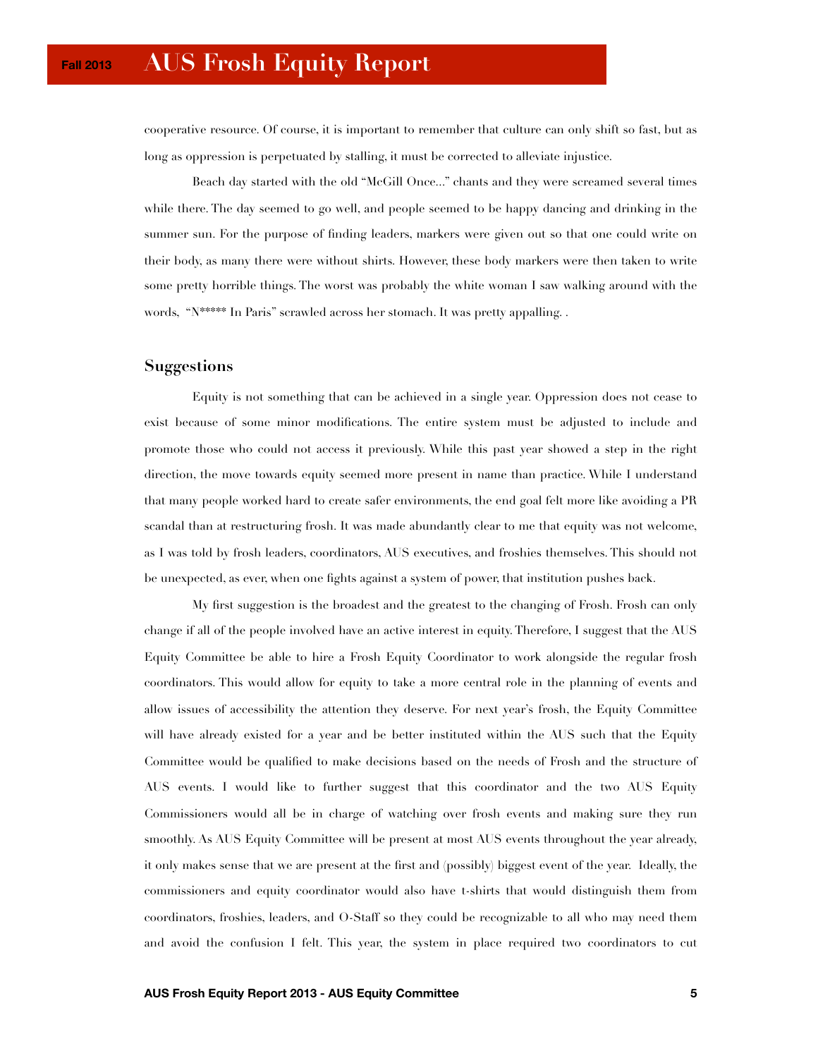cooperative resource. Of course, it is important to remember that culture can only shift so fast, but as long as oppression is perpetuated by stalling, it must be corrected to alleviate injustice.

Beach day started with the old "McGill Once..." chants and they were screamed several times while there. The day seemed to go well, and people seemed to be happy dancing and drinking in the summer sun. For the purpose of finding leaders, markers were given out so that one could write on their body, as many there were without shirts. However, these body markers were then taken to write some pretty horrible things. The worst was probably the white woman I saw walking around with the words, "N***** In Paris" scrawled across her stomach. It was pretty appalling. .

## Suggestions

Equity is not something that can be achieved in a single year. Oppression does not cease to exist because of some minor modifications. The entire system must be adjusted to include and promote those who could not access it previously. While this past year showed a step in the right direction, the move towards equity seemed more present in name than practice. While I understand that many people worked hard to create safer environments, the end goal felt more like avoiding a PR scandal than at restructuring frosh. It was made abundantly clear to me that equity was not welcome, as I was told by frosh leaders, coordinators, AUS executives, and froshies themselves. This should not be unexpected, as ever, when one fights against a system of power, that institution pushes back.

My first suggestion is the broadest and the greatest to the changing of Frosh. Frosh can only change if all of the people involved have an active interest in equity. Therefore, I suggest that the AUS Equity Committee be able to hire a Frosh Equity Coordinator to work alongside the regular frosh coordinators. This would allow for equity to take a more central role in the planning of events and allow issues of accessibility the attention they deserve. For next year's frosh, the Equity Committee will have already existed for a year and be better instituted within the AUS such that the Equity Committee would be qualified to make decisions based on the needs of Frosh and the structure of AUS events. I would like to further suggest that this coordinator and the two AUS Equity Commissioners would all be in charge of watching over frosh events and making sure they run smoothly. As AUS Equity Committee will be present at most AUS events throughout the year already, it only makes sense that we are present at the first and (possibly) biggest event of the year. Ideally, the commissioners and equity coordinator would also have t-shirts that would distinguish them from coordinators, froshies, leaders, and O-Staff so they could be recognizable to all who may need them and avoid the confusion I felt. This year, the system in place required two coordinators to cut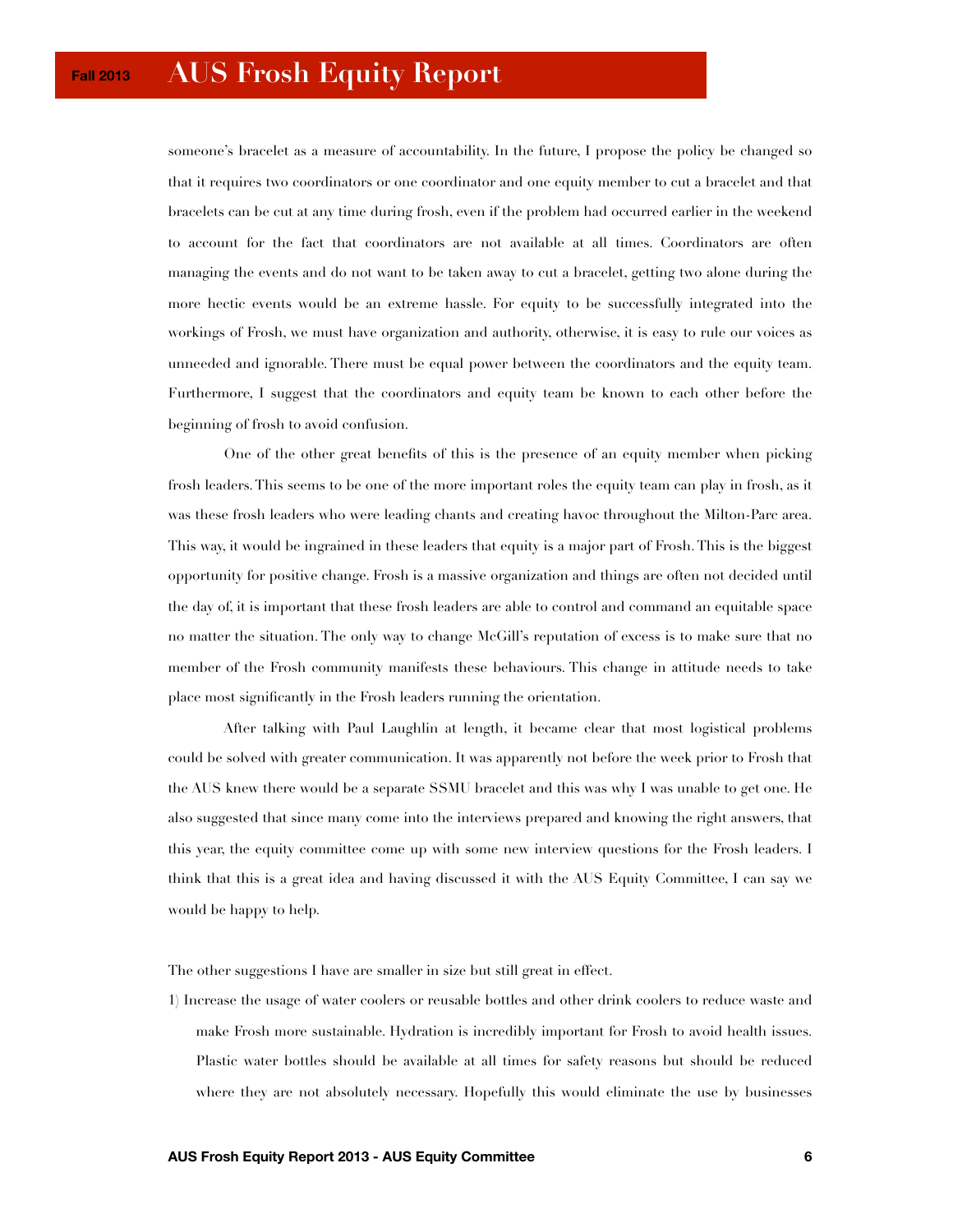someone's bracelet as a measure of accountability. In the future, I propose the policy be changed so that it requires two coordinators or one coordinator and one equity member to cut a bracelet and that bracelets can be cut at any time during frosh, even if the problem had occurred earlier in the weekend to account for the fact that coordinators are not available at all times. Coordinators are often managing the events and do not want to be taken away to cut a bracelet, getting two alone during the more hectic events would be an extreme hassle. For equity to be successfully integrated into the workings of Frosh, we must have organization and authority, otherwise, it is easy to rule our voices as unneeded and ignorable. There must be equal power between the coordinators and the equity team. Furthermore, I suggest that the coordinators and equity team be known to each other before the beginning of frosh to avoid confusion.

One of the other great benefits of this is the presence of an equity member when picking frosh leaders. This seems to be one of the more important roles the equity team can play in frosh, as it was these frosh leaders who were leading chants and creating havoc throughout the Milton-Parc area. This way, it would be ingrained in these leaders that equity is a major part of Frosh. This is the biggest opportunity for positive change. Frosh is a massive organization and things are often not decided until the day of, it is important that these frosh leaders are able to control and command an equitable space no matter the situation. The only way to change McGill's reputation of excess is to make sure that no member of the Frosh community manifests these behaviours. This change in attitude needs to take place most significantly in the Frosh leaders running the orientation.

After talking with Paul Laughlin at length, it became clear that most logistical problems could be solved with greater communication. It was apparently not before the week prior to Frosh that the AUS knew there would be a separate SSMU bracelet and this was why I was unable to get one. He also suggested that since many come into the interviews prepared and knowing the right answers, that this year, the equity committee come up with some new interview questions for the Frosh leaders. I think that this is a great idea and having discussed it with the AUS Equity Committee, I can say we would be happy to help.

The other suggestions I have are smaller in size but still great in effect.

1) Increase the usage of water coolers or reusable bottles and other drink coolers to reduce waste and make Frosh more sustainable. Hydration is incredibly important for Frosh to avoid health issues. Plastic water bottles should be available at all times for safety reasons but should be reduced where they are not absolutely necessary. Hopefully this would eliminate the use by businesses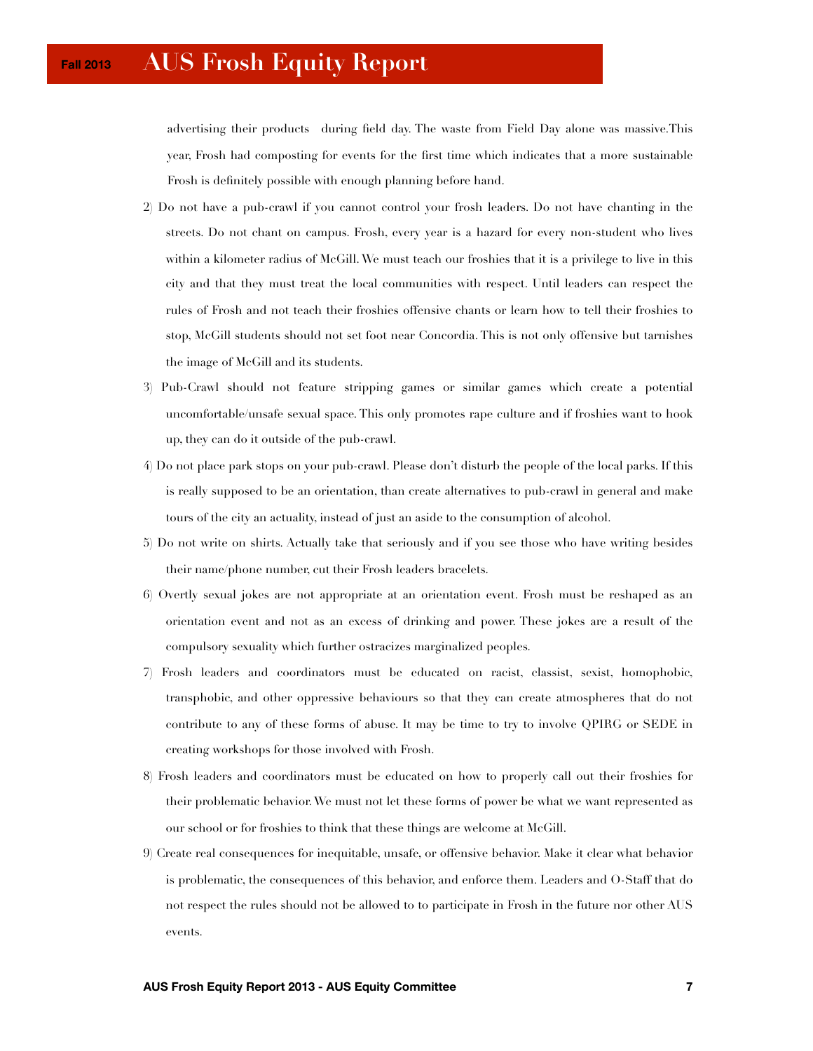advertising their products during field day. The waste from Field Day alone was massive.This year, Frosh had composting for events for the first time which indicates that a more sustainable Frosh is definitely possible with enough planning before hand.

2) Do not have a pub-crawl if you cannot control your frosh leaders. Do not have chanting in the streets. Do not chant on campus. Frosh, every year is a hazard for every non-student who lives within a kilometer radius of McGill. We must teach our froshies that it is a privilege to live in this city and that they must treat the local communities with respect. Until leaders can respect the rules of Frosh and not teach their froshies offensive chants or learn how to tell their froshies to stop, McGill students should not set foot near Concordia. This is not only offensive but tarnishes the image of McGill and its students.

3) Pub-Crawl should not feature stripping games or similar games which create a potential uncomfortable/unsafe sexual space. This only promotes rape culture and if froshies want to hook up, they can do it outside of the pub-crawl.

4) Do not place park stops on your pub-crawl. Please don't disturb the people of the local parks. If this is really supposed to be an orientation, than create alternatives to pub-crawl in general and make tours of the city an actuality, instead of just an aside to the consumption of alcohol.

5) Do not write on shirts. Actually take that seriously and if you see those who have writing besides their name/phone number, cut their Frosh leaders bracelets.

6) Overtly sexual jokes are not appropriate at an orientation event. Frosh must be reshaped as an orientation event and not as an excess of drinking and power. These jokes are a result of the compulsory sexuality which further ostracizes marginalized peoples.

7) Frosh leaders and coordinators must be educated on racist, classist, sexist, homophobic, transphobic, and other oppressive behaviours so that they can create atmospheres that do not contribute to any of these forms of abuse. It may be time to try to involve QPIRG or SEDE in creating workshops for those involved with Frosh.

8) Frosh leaders and coordinators must be educated on how to properly call out their froshies for their problematic behavior. We must not let these forms of power be what we want represented as our school or for froshies to think that these things are welcome at McGill.

9) Create real consequences for inequitable, unsafe, or offensive behavior. Make it clear what behavior is problematic, the consequences of this behavior, and enforce them. Leaders and O-Staff that do not respect the rules should not be allowed to to participate in Frosh in the future nor other AUS events.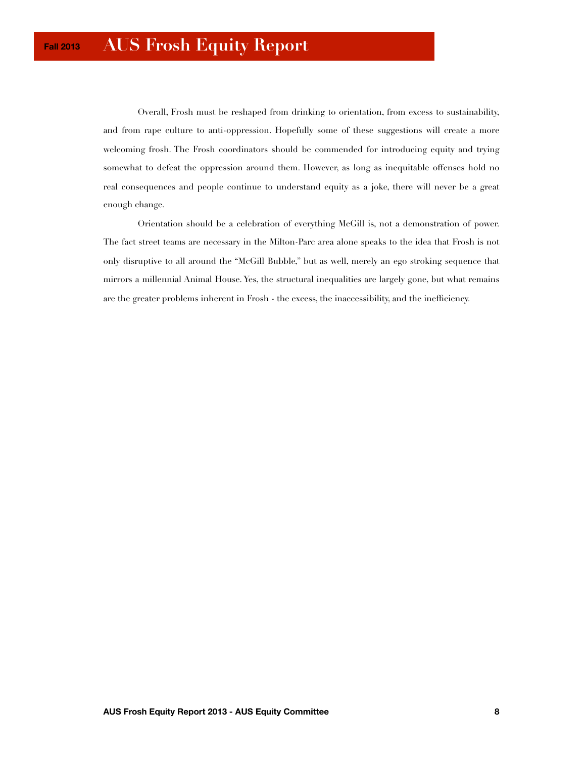Overall, Frosh must be reshaped from drinking to orientation, from excess to sustainability, and from rape culture to anti-oppression. Hopefully some of these suggestions will create a more welcoming frosh. The Frosh coordinators should be commended for introducing equity and trying somewhat to defeat the oppression around them. However, as long as inequitable offenses hold no real consequences and people continue to understand equity as a joke, there will never be a great enough change.

Orientation should be a celebration of everything McGill is, not a demonstration of power. The fact street teams are necessary in the Milton-Parc area alone speaks to the idea that Frosh is not only disruptive to all around the "McGill Bubble," but as well, merely an ego stroking sequence that mirrors a millennial Animal House. Yes, the structural inequalities are largely gone, but what remains are the greater problems inherent in Frosh - the excess, the inaccessibility, and the inefficiency.